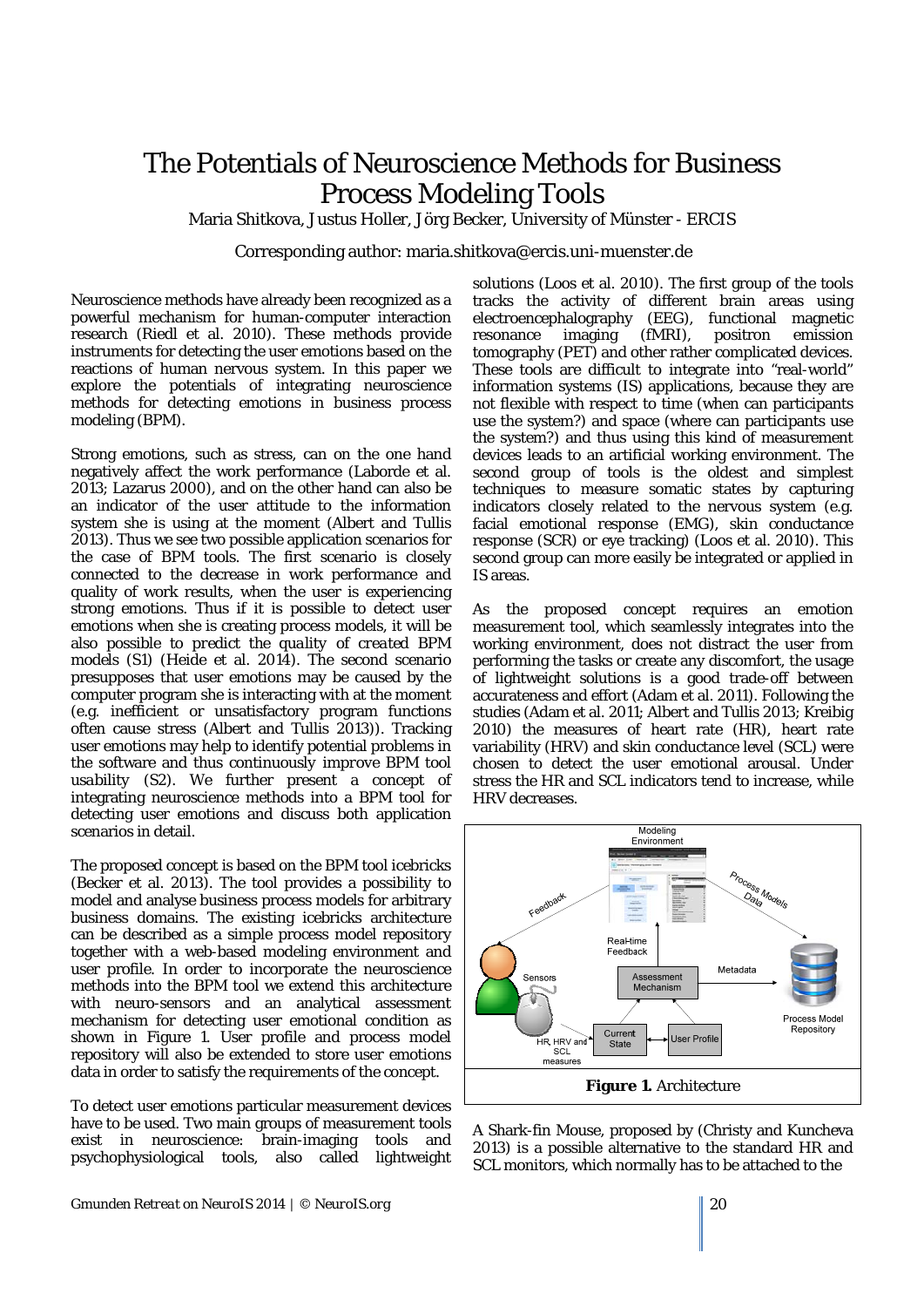# The Potentials of Neuroscience Methods for Business Process Modeling Tools

Maria Shitkova, Justus Holler, Jörg Becker, University of Münster - ERCIS

Corresponding author: maria.shitkova@ercis.uni-muenster.de

Neuroscience methods have already been recognized as a powerful mechanism for human-computer interaction research (Riedl et al. 2010). These methods provide instruments for detecting the user emotions based on the reactions of human nervous system. In this paper we explore the potentials of integrating neuroscience methods for detecting emotions in business process modeling (BPM).

Strong emotions, such as stress, can on the one hand negatively affect the work performance (Laborde et al. 2013; Lazarus 2000), and on the other hand can also be an indicator of the user attitude to the information system she is using at the moment (Albert and Tullis 2013). Thus we see two possible application scenarios for the case of BPM tools. The first scenario is closely connected to the decrease in work performance and quality of work results, when the user is experiencing strong emotions. Thus if it is possible to detect user emotions when she is creating process models, it will be also possible to *predict the quality of created BPM models* (S1) (Heide et al. 2014). The second scenario presupposes that user emotions may be caused by the computer program she is interacting with at the moment (e.g. inefficient or unsatisfactory program functions often cause stress (Albert and Tullis 2013)). Tracking user emotions may help to identify potential problems in the software and thus continuously *improve BPM tool usability* (S2). We further present a concept of integrating neuroscience methods into a BPM tool for detecting user emotions and discuss both application scenarios in detail.

The proposed concept is based on the BPM tool icebricks (Becker et al. 2013). The tool provides a possibility to model and analyse business process models for arbitrary business domains. The existing icebricks architecture can be described as a simple process model repository together with a web-based modeling environment and user profile. In order to incorporate the neuroscience methods into the BPM tool we extend this architecture with neuro-sensors and an analytical assessment mechanism for detecting user emotional condition as shown in Figure 1. User profile and process model repository will also be extended to store user emotions data in order to satisfy the requirements of the concept.

To detect user emotions particular measurement devices have to be used. Two main groups of measurement tools exist in neuroscience: brain-imaging tools and psychophysiological tools, also called lightweight solutions (Loos et al. 2010). The first group of the tools tracks the activity of different brain areas using electroencephalography (EEG), functional magnetic resonance imaging (fMRI), positron emission tomography (PET) and other rather complicated devices. These tools are difficult to integrate into "real-world" information systems (IS) applications, because they are not flexible with respect to time (when can participants use the system?) and space (where can participants use the system?) and thus using this kind of measurement devices leads to an artificial working environment. The second group of tools is the oldest and simplest techniques to measure somatic states by capturing indicators closely related to the nervous system (e.g. facial emotional response (EMG), skin conductance response (SCR) or eye tracking) (Loos et al. 2010). This second group can more easily be integrated or applied in IS areas.

As the proposed concept requires an emotion measurement tool, which seamlessly integrates into the working environment, does not distract the user from performing the tasks or create any discomfort, the usage of lightweight solutions is a good trade-off between accurateness and effort (Adam et al. 2011). Following the studies (Adam et al. 2011; Albert and Tullis 2013; Kreibig 2010) the measures of heart rate (HR), heart rate variability (HRV) and skin conductance level (SCL) were chosen to detect the user emotional arousal. Under stress the HR and SCL indicators tend to increase, while HRV decreases.

**Figure 1.** Architecture

A Shark-fin Mouse, proposed by (Christy and Kuncheva 2013) is a possible alternative to the standard HR and SCL monitors, which normally has to be attached to the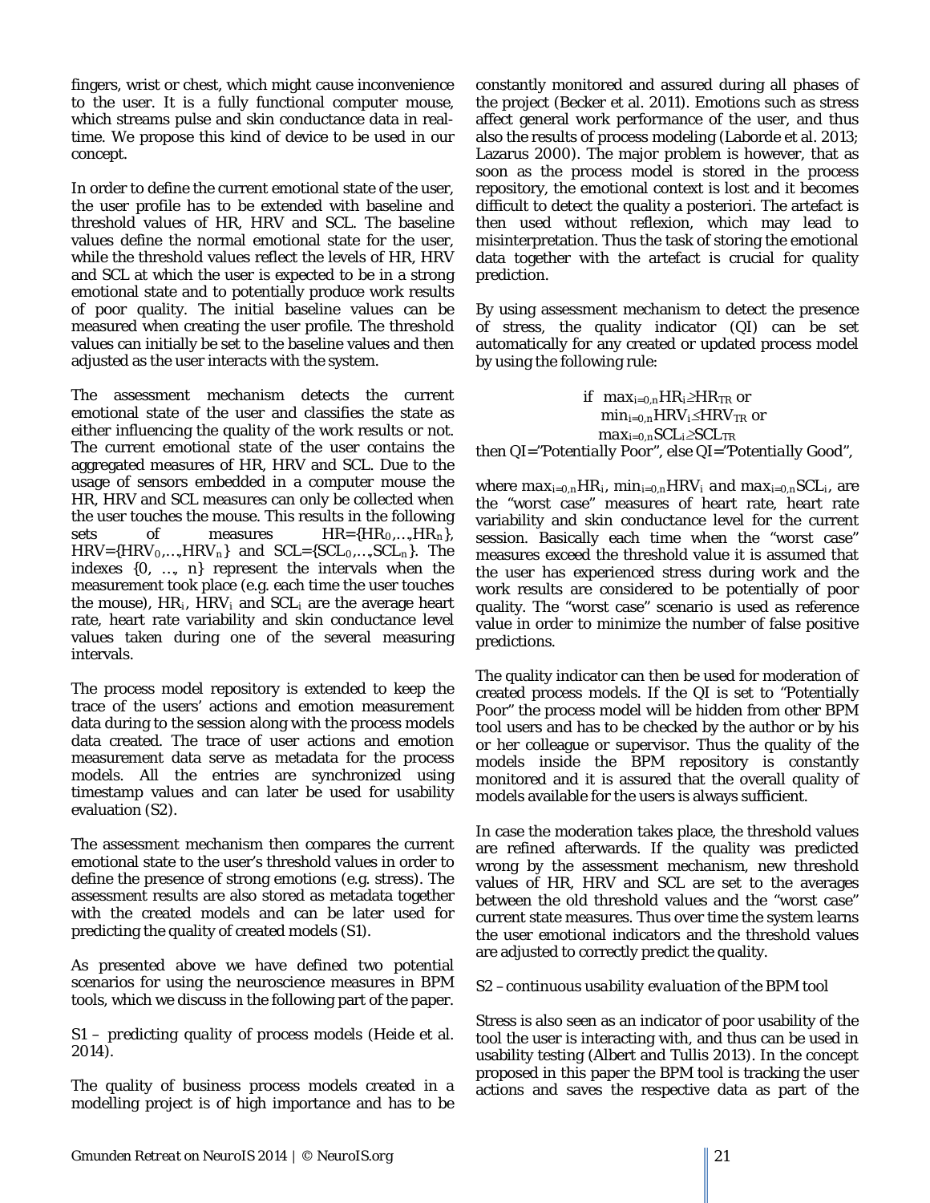fingers, wrist or chest, which might cause inconvenience to the user. It is a fully functional computer mouse, which streams pulse and skin conductance data in real-time. We propose this kind of device to be used in our concept.

In order to define the current emotional state of the user, the user profile has to be extended with baseline and threshold values of HR, HRV and SCL. The baseline values define the normal emotional state for the user, while the threshold values reflect the levels of HR, HRV and SCL at which the user is expected to be in a strong emotional state and to potentially produce work results of poor quality. The initial baseline values can be measured when creating the user profile. The threshold values can initially be set to the baseline values and then adjusted as the user interacts with the system.

The assessment mechanism detects the current emotional state of the user and classifies the state as either influencing the quality of the work results or not. The current emotional state of the user contains the aggregated measures of HR, HRV and SCL. Due to the usage of sensors embedded in a computer mouse the HR, HRV and SCL measures can only be collected when the user touches the mouse. This results in the following sets of measures $HR=\{HR_0,\ldots,HR_n\}$, $HRV=\{HRV_0,\ldots,HRV_n\}$ and $SCL=\{SCL_0,\ldots,SCL_n\}$. The indexes $\{0, \ldots, n\}$ represent the intervals when the measurement took place (e.g. each time the user touches the mouse), $HR_i$, $HRV_i$ and $SCL_i$ are the average heart rate, heart rate variability and skin conductance level values taken during one of the several measuring intervals.

The process model repository is extended to keep the trace of the users' actions and emotion measurement data during to the session along with the process models data created. The trace of user actions and emotion measurement data serve as metadata for the process models. All the entries are synchronized using timestamp values and can later be used for usability evaluation (S2).

The assessment mechanism then compares the current emotional state to the user's threshold values in order to define the presence of strong emotions (e.g. stress). The assessment results are also stored as metadata together with the created models and can be later used for predicting the quality of created models (S1).

As presented above we have defined two potential scenarios for using the neuroscience measures in BPM tools, which we discuss in the following part of the paper.

*S1 – predicting quality of process models* (Heide et al. 2014).

The quality of business process models created in a modelling project is of high importance and has to be constantly monitored and assured during all phases of the project (Becker et al. 2011). Emotions such as stress affect general work performance of the user, and thus also the results of process modeling (Laborde et al. 2013; Lazarus 2000). The major problem is however, that as soon as the process model is stored in the process repository, the emotional context is lost and it becomes difficult to detect the quality a posteriori. The artefact is then used without reflexion, which may lead to misinterpretation. Thus the task of storing the emotional data together with the artefact is crucial for quality prediction.

By using assessment mechanism to detect the presence of stress, the quality indicator (QI) can be set automatically for any created or updated process model by using the following rule:

$$\text{if } \max_{i=0,n} HR_i \geq HR_{TR} \text{ or } \min_{i=0,n} HRV_i \leq HRV_{TR} \text{ or } \max_{i=0,n} SCL_i \geq SCL_{TR}$$

*then QI="Potentially Poor", else QI="Potentially Good",*

where $\max_{i=0,n} HR_i$, $\min_{i=0,n} HRV_i$ and $\max_{i=0,n} SCL_i$, are the "worst case" measures of heart rate, heart rate variability and skin conductance level for the current session. Basically each time when the "worst case" measures exceed the threshold value it is assumed that the user has experienced stress during work and the work results are considered to be potentially of poor quality. The "worst case" scenario is used as reference value in order to minimize the number of false positive predictions.

The quality indicator can then be used for moderation of created process models. If the QI is set to "Potentially Poor" the process model will be hidden from other BPM tool users and has to be checked by the author or by his or her colleague or supervisor. Thus the quality of the models inside the BPM repository is constantly monitored and it is assured that the overall quality of models available for the users is always sufficient.

In case the moderation takes place, the threshold values are refined afterwards. If the quality was predicted wrong by the assessment mechanism, new threshold values of HR, HRV and SCL are set to the averages between the old threshold values and the "worst case" current state measures. Thus over time the system learns the user emotional indicators and the threshold values are adjusted to correctly predict the quality.

*S2 – continuous usability evaluation of the BPM tool*

Stress is also seen as an indicator of poor usability of the tool the user is interacting with, and thus can be used in usability testing (Albert and Tullis 2013). In the concept proposed in this paper the BPM tool is tracking the user actions and saves the respective data as part of the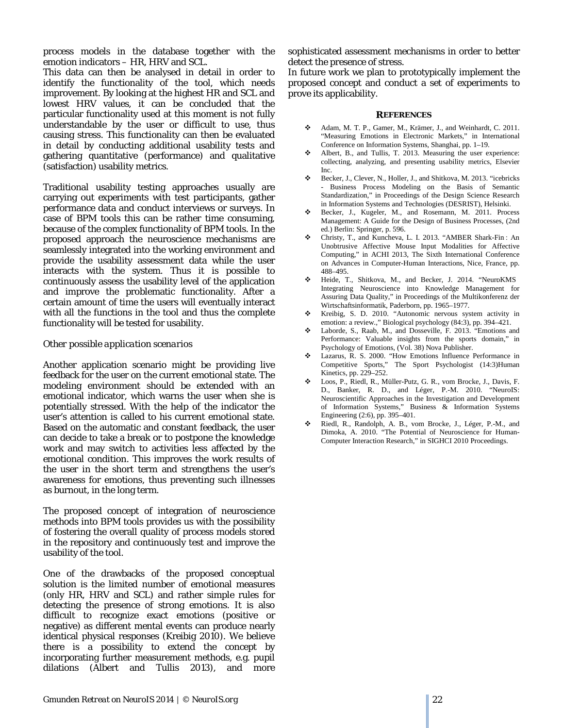process models in the database together with the emotion indicators – HR, HRV and SCL.

This data can then be analysed in detail in order to identify the functionality of the tool, which needs improvement. By looking at the highest HR and SCL and lowest HRV values, it can be concluded that the particular functionality used at this moment is not fully understandable by the user or difficult to use, thus causing stress. This functionality can then be evaluated in detail by conducting additional usability tests and gathering quantitative (performance) and qualitative (satisfaction) usability metrics.

Traditional usability testing approaches usually are carrying out experiments with test participants, gather performance data and conduct interviews or surveys. In case of BPM tools this can be rather time consuming, because of the complex functionality of BPM tools. In the proposed approach the neuroscience mechanisms are seamlessly integrated into the working environment and provide the usability assessment data while the user interacts with the system. Thus it is possible to continuously assess the usability level of the application and improve the problematic functionality. After a certain amount of time the users will eventually interact with all the functions in the tool and thus the complete functionality will be tested for usability.

*Other possible application scenarios*

Another application scenario might be providing live feedback for the user on the current emotional state. The modeling environment should be extended with an emotional indicator, which warns the user when she is potentially stressed. With the help of the indicator the user's attention is called to his current emotional state. Based on the automatic and constant feedback, the user can decide to take a break or to postpone the knowledge work and may switch to activities less affected by the emotional condition. This improves the work results of the user in the short term and strengthens the user's awareness for emotions, thus preventing such illnesses as burnout, in the long term.

The proposed concept of integration of neuroscience methods into BPM tools provides us with the possibility of fostering the overall quality of process models stored in the repository and continuously test and improve the usability of the tool.

One of the drawbacks of the proposed conceptual solution is the limited number of emotional measures (only HR, HRV and SCL) and rather simple rules for detecting the presence of strong emotions. It is also difficult to recognize exact emotions (positive or negative) as different mental events can produce nearly identical physical responses (Kreibig 2010). We believe there is a possibility to extend the concept by incorporating further measurement methods, e.g. pupil dilations (Albert and Tullis 2013), and more sophisticated assessment mechanisms in order to better detect the presence of stress.

In future work we plan to prototypically implement the proposed concept and conduct a set of experiments to prove its applicability.

## REFERENCES

- Adam, M. T. P., Gamer, M., Krämer, J., and Weinhardt, C. 2011. "Measuring Emotions in Electronic Markets," in International Conference on Information Systems, Shanghai, pp. 1–19.
- Albert, B., and Tullis, T. 2013. Measuring the user experience: collecting, analyzing, and presenting usability metrics, Elsevier Inc.
- Becker, J., Clever, N., Holler, J., and Shitkova, M. 2013. "icebricks - Business Process Modeling on the Basis of Semantic Standardization," in Proceedings of the Design Science Research in Information Systems and Technologies (DESRIST), Helsinki.
- Becker, J., Kugeler, M., and Rosemann, M. 2011. Process Management: A Guide for the Design of Business Processes, (2nd ed.) Berlin: Springer, p. 596.
- Christy, T., and Kuncheva, L. I. 2013. "AMBER Shark-Fin : An Unobtrusive Affective Mouse Input Modalities for Affective Computing," in ACHI 2013, The Sixth International Conference on Advances in Computer-Human Interactions, Nice, France, pp. 488–495.
- Heide, T., Shitkova, M., and Becker, J. 2014. "NeuroKMS Integrating Neuroscience into Knowledge Management for Assuring Data Quality," in Proceedings of the Multikonferenz der Wirtschaftsinformatik, Paderborn, pp. 1965–1977.
- Kreibig, S. D. 2010. "Autonomic nervous system activity in emotion: a review.," Biological psychology (84:3), pp. 394–421.
- Laborde, S., Raab, M., and Dosseville, F. 2013. "Emotions and Performance: Valuable insights from the sports domain," in Psychology of Emotions, (Vol. 38) Nova Publisher.
- Lazarus, R. S. 2000. "How Emotions Influence Performance in Competitive Sports," The Sport Psychologist (14:3)Human Kinetics, pp. 229–252.
- Loos, P., Riedl, R., Müller-Putz, G. R., vom Brocke, J., Davis, F. D., Banker, R. D., and Léger, P.-M. 2010. "NeuroIS: Neuroscientific Approaches in the Investigation and Development of Information Systems," Business & Information Systems Engineering (2:6), pp. 395–401.
- Riedl, R., Randolph, A. B., vom Brocke, J., Léger, P.-M., and Dimoka, A. 2010. "The Potential of Neuroscience for Human-Computer Interaction Research," in SIGHCI 2010 Proceedings.